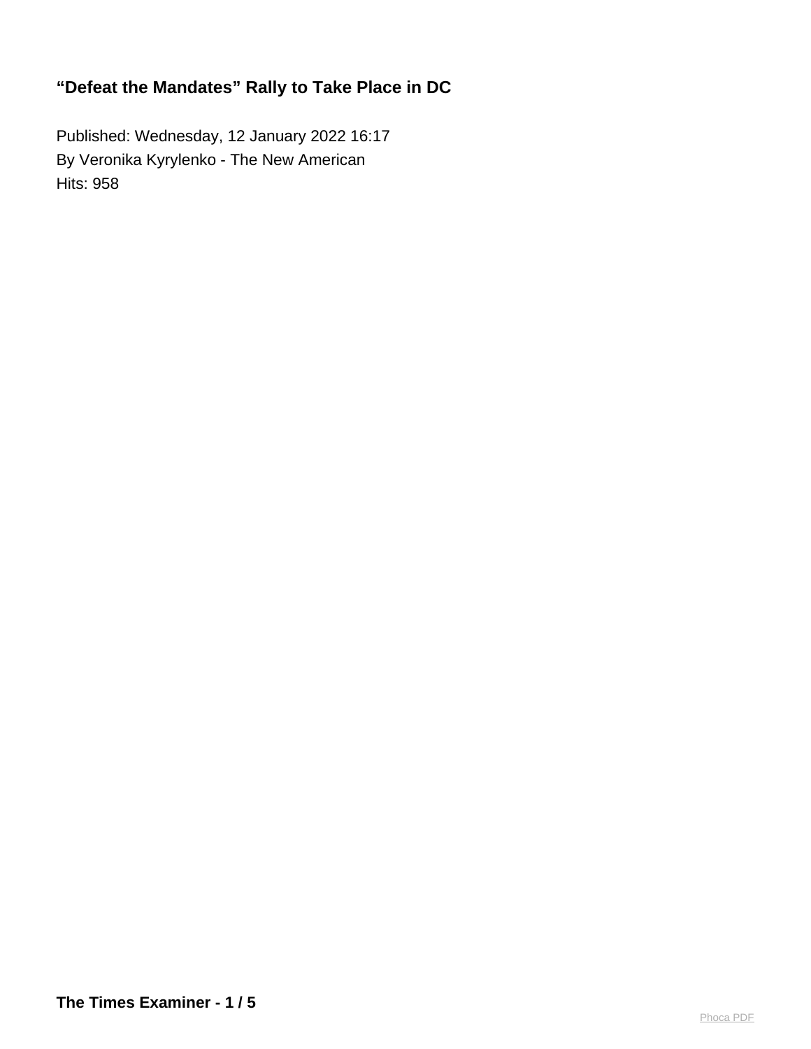# “Defeat the Mandates” Rally to Take Place in DC

Published: Wednesday, 12 January 2022 16:17
By Veronika Kyrylenko - The New American
Hits: 958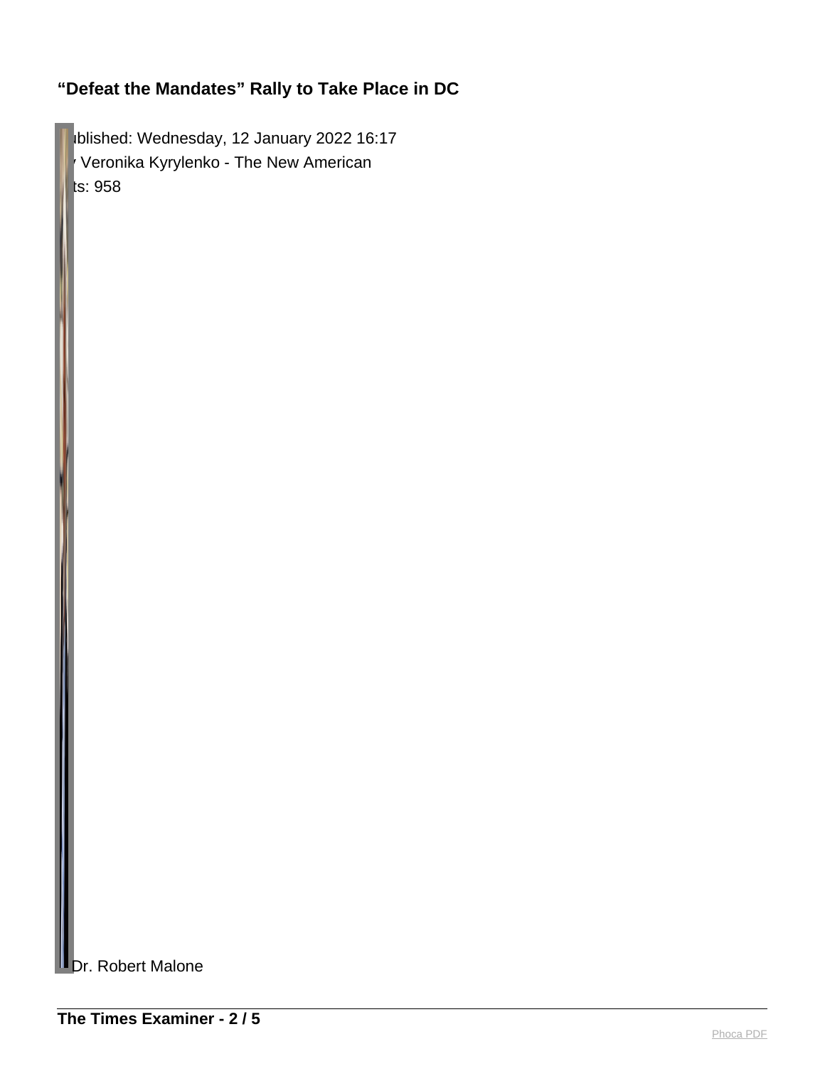**“Defeat the Mandates” Rally to Take Place in DC**

ublished: Wednesday, 12 January 2022 16:17
 Veronika Kyrylenko - The New American
ts: 958

Dr. Robert Malone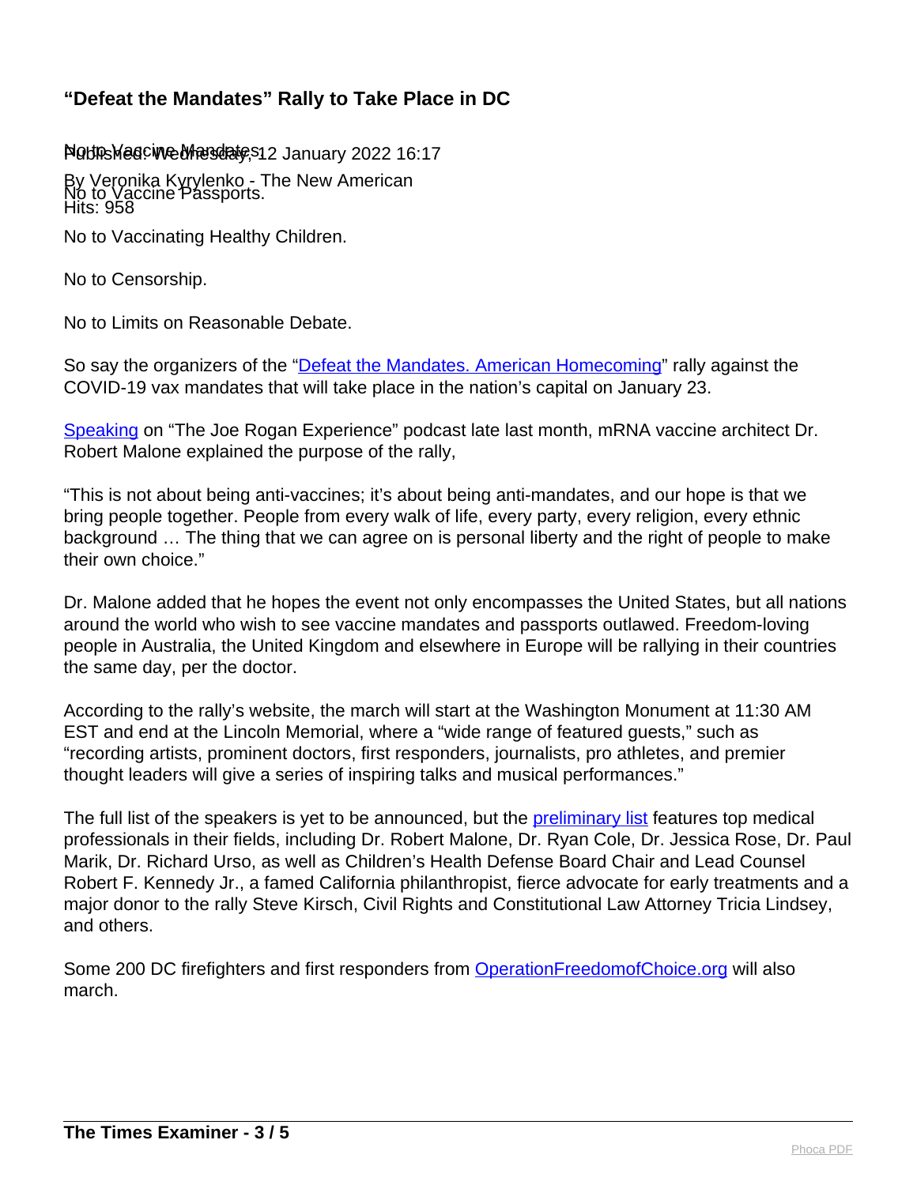## “Defeat the Mandates” Rally to Take Place in DC

Published: Wednesday, 12 January 2022 16:17

By Veronika Kyrylenko - The New American

Hits: 958

No to Vaccine Mandates.

No to Vaccine Passports.

No to Vaccinating Healthy Children.

No to Censorship.

No to Limits on Reasonable Debate.

So say the organizers of the “Defeat the Mandates. American Homecoming” rally against the COVID-19 vax mandates that will take place in the nation’s capital on January 23.

Speaking on “The Joe Rogan Experience” podcast late last month, mRNA vaccine architect Dr. Robert Malone explained the purpose of the rally,

“This is not about being anti-vaccines; it’s about being anti-mandates, and our hope is that we bring people together. People from every walk of life, every party, every religion, every ethnic background … The thing that we can agree on is personal liberty and the right of people to make their own choice.”

Dr. Malone added that he hopes the event not only encompasses the United States, but all nations around the world who wish to see vaccine mandates and passports outlawed. Freedom-loving people in Australia, the United Kingdom and elsewhere in Europe will be rallying in their countries the same day, per the doctor.

According to the rally’s website, the march will start at the Washington Monument at 11:30 AM EST and end at the Lincoln Memorial, where a “wide range of featured guests,” such as “recording artists, prominent doctors, first responders, journalists, pro athletes, and premier thought leaders will give a series of inspiring talks and musical performances.”

The full list of the speakers is yet to be announced, but the preliminary list features top medical professionals in their fields, including Dr. Robert Malone, Dr. Ryan Cole, Dr. Jessica Rose, Dr. Paul Marik, Dr. Richard Urso, as well as Children’s Health Defense Board Chair and Lead Counsel Robert F. Kennedy Jr., a famed California philanthropist, fierce advocate for early treatments and a major donor to the rally Steve Kirsch, Civil Rights and Constitutional Law Attorney Tricia Lindsey, and others.

Some 200 DC firefighters and first responders from OperationFreedomofChoice.org will also march.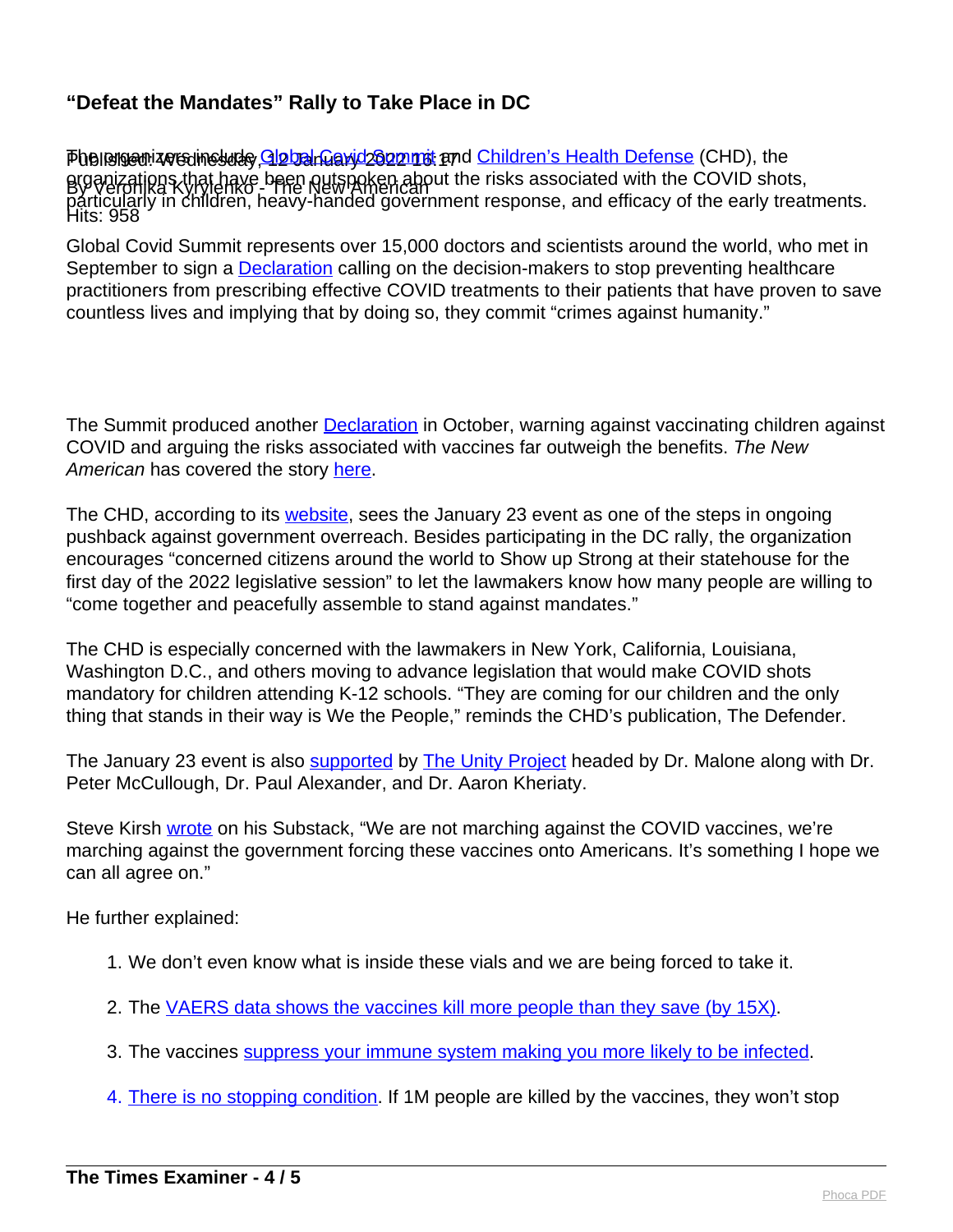## "Defeat the Mandates" Rally to Take Place in DC

Published: Wednesday, 12 January 2022 16:17
By Veronika Kyrylenko - The New American
Hits: 958

The organizers include Global Covid Summit and Children's Health Defense (CHD), the organizations that have been outspoken about the risks associated with the COVID shots, particularly in children, heavy-handed government response, and efficacy of the early treatments.

Global Covid Summit represents over 15,000 doctors and scientists around the world, who met in September to sign a Declaration calling on the decision-makers to stop preventing healthcare practitioners from prescribing effective COVID treatments to their patients that have proven to save countless lives and implying that by doing so, they commit "crimes against humanity."

The Summit produced another Declaration in October, warning against vaccinating children against COVID and arguing the risks associated with vaccines far outweigh the benefits. *The New American* has covered the story here.

The CHD, according to its website, sees the January 23 event as one of the steps in ongoing pushback against government overreach. Besides participating in the DC rally, the organization encourages "concerned citizens around the world to Show up Strong at their statehouse for the first day of the 2022 legislative session" to let the lawmakers know how many people are willing to "come together and peacefully assemble to stand against mandates."

The CHD is especially concerned with the lawmakers in New York, California, Louisiana, Washington D.C., and others moving to advance legislation that would make COVID shots mandatory for children attending K-12 schools. "They are coming for our children and the only thing that stands in their way is We the People," reminds the CHD's publication, The Defender.

The January 23 event is also supported by The Unity Project headed by Dr. Malone along with Dr. Peter McCullough, Dr. Paul Alexander, and Dr. Aaron Kheriaty.

Steve Kirsh wrote on his Substack, "We are not marching against the COVID vaccines, we're marching against the government forcing these vaccines onto Americans. It's something I hope we can all agree on."

He further explained:

1. We don't even know what is inside these vials and we are being forced to take it.
2. The VAERS data shows the vaccines kill more people than they save (by 15X).
3. The vaccines suppress your immune system making you more likely to be infected.
4. There is no stopping condition. If 1M people are killed by the vaccines, they won't stop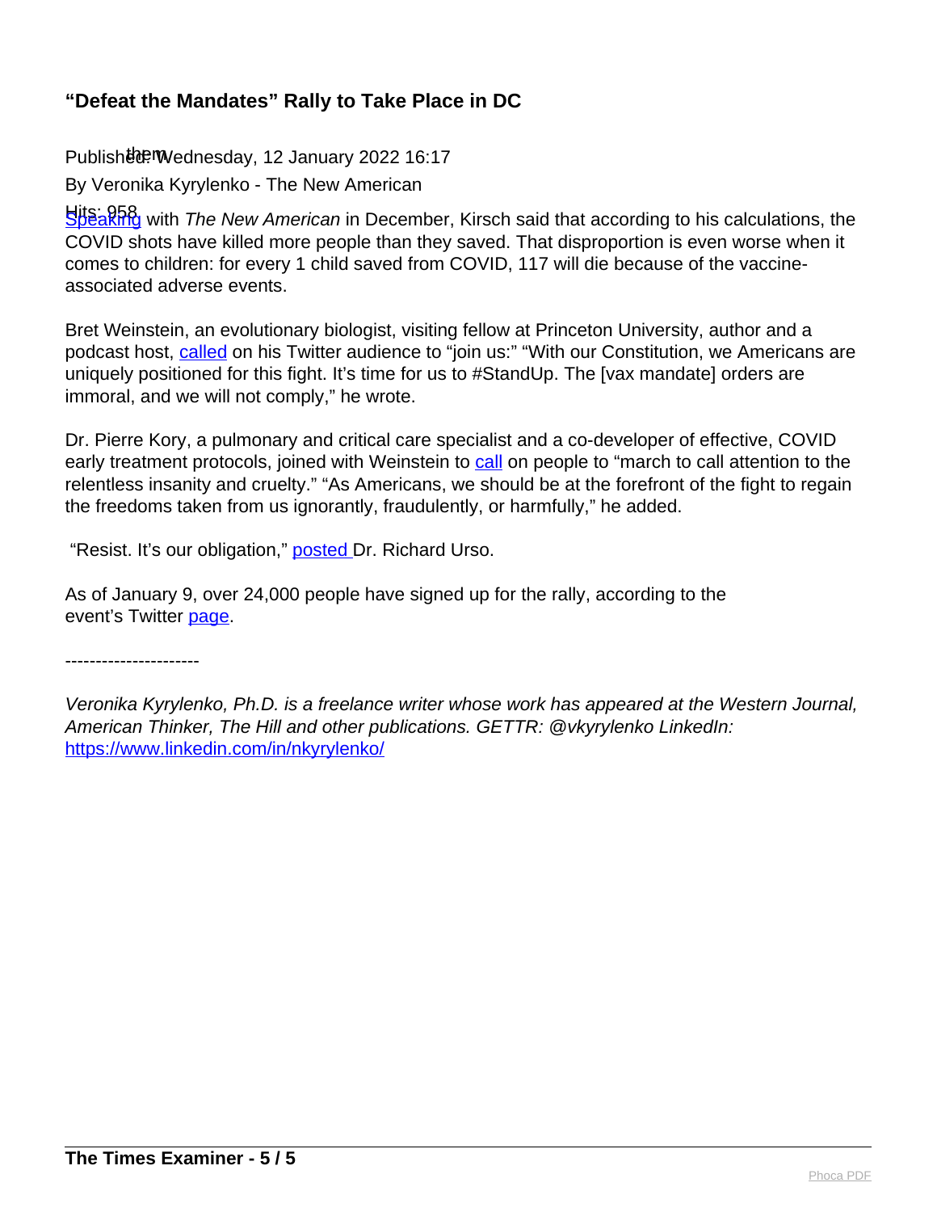## "Defeat the Mandates" Rally to Take Place in DC

Published: Wednesday, 12 January 2022 16:17

By Veronika Kyrylenko - The New American

Hits: 958

Speaking with *The New American* in December, Kirsch said that according to his calculations, the COVID shots have killed more people than they saved. That disproportion is even worse when it comes to children: for every 1 child saved from COVID, 117 will die because of the vaccine-associated adverse events.

Bret Weinstein, an evolutionary biologist, visiting fellow at Princeton University, author and a podcast host, called on his Twitter audience to "join us:" "With our Constitution, we Americans are uniquely positioned for this fight. It's time for us to #StandUp. The [vax mandate] orders are immoral, and we will not comply," he wrote.

Dr. Pierre Kory, a pulmonary and critical care specialist and a co-developer of effective, COVID early treatment protocols, joined with Weinstein to call on people to "march to call attention to the relentless insanity and cruelty." "As Americans, we should be at the forefront of the fight to regain the freedoms taken from us ignorantly, fraudulently, or harmfully," he added.

"Resist. It's our obligation," posted Dr. Richard Urso.

As of January 9, over 24,000 people have signed up for the rally, according to the event's Twitter page.

---------------------

*Veronika Kyrylenko, Ph.D. is a freelance writer whose work has appeared at the Western Journal, American Thinker, The Hill and other publications. GETTR: @vkyrylenko LinkedIn:* https://www.linkedin.com/in/nkyrylenko/